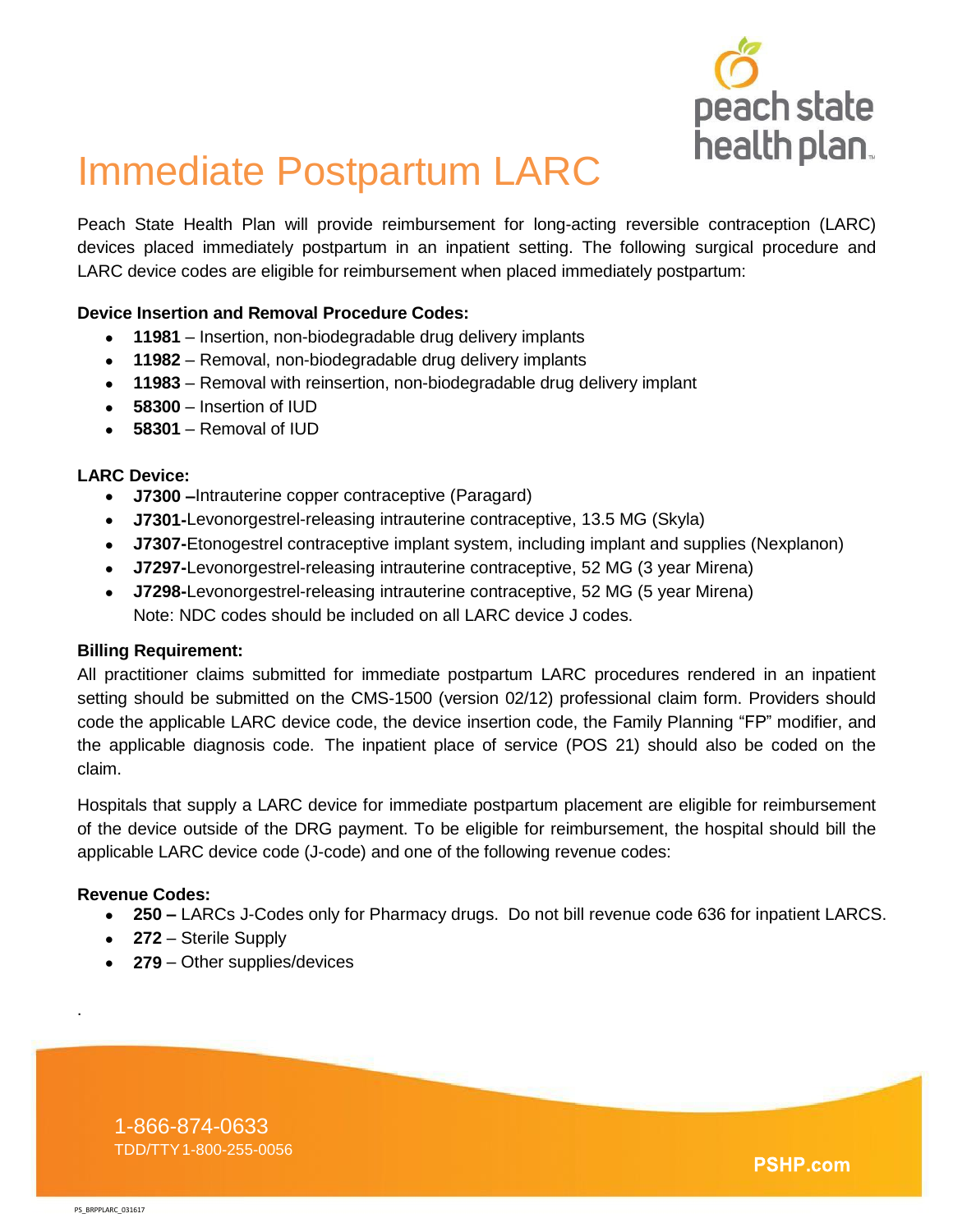# Immediate Postpartum LARC

Peach State Health Plan will provide reimbursement for long-acting reversible contraception (LARC) devices placed immediately postpartum in an inpatient setting. The following surgical procedure and LARC device codes are eligible for reimbursement when placed immediately postpartum:

**Device Insertion and Removal Procedure Codes:**

- **11981** – Insertion, non-biodegradable drug delivery implants
- **11982** – Removal, non-biodegradable drug delivery implants
- **11983** – Removal with reinsertion, non-biodegradable drug delivery implant
- **58300** – Insertion of IUD
- **58301** – Removal of IUD

**LARC Device:**

- **J7300 –**Intrauterine copper contraceptive (Paragard)
- **J7301-**Levonorgestrel-releasing intrauterine contraceptive, 13.5 MG (Skyla)
- **J7307-**Etonogestrel contraceptive implant system, including implant and supplies (Nexplanon)
- **J7297-**Levonorgestrel-releasing intrauterine contraceptive, 52 MG (3 year Mirena)
- **J7298-**Levonorgestrel-releasing intrauterine contraceptive, 52 MG (5 year Mirena)
  Note: NDC codes should be included on all LARC device J codes.

**Billing Requirement:**

All practitioner claims submitted for immediate postpartum LARC procedures rendered in an inpatient setting should be submitted on the CMS-1500 (version 02/12) professional claim form. Providers should code the applicable LARC device code, the device insertion code, the Family Planning "FP" modifier, and the applicable diagnosis code. The inpatient place of service (POS 21) should also be coded on the claim.

Hospitals that supply a LARC device for immediate postpartum placement are eligible for reimbursement of the device outside of the DRG payment. To be eligible for reimbursement, the hospital should bill the applicable LARC device code (J-code) and one of the following revenue codes:

**Revenue Codes:**

- **250 –** LARCs J-Codes only for Pharmacy drugs. Do not bill revenue code 636 for inpatient LARCS.
- **272** – Sterile Supply
- **279** – Other supplies/devices

1-866-874-0633
TDD/TTY 1-800-255-0056

PSHP.com

PS_BRPPLARC_031617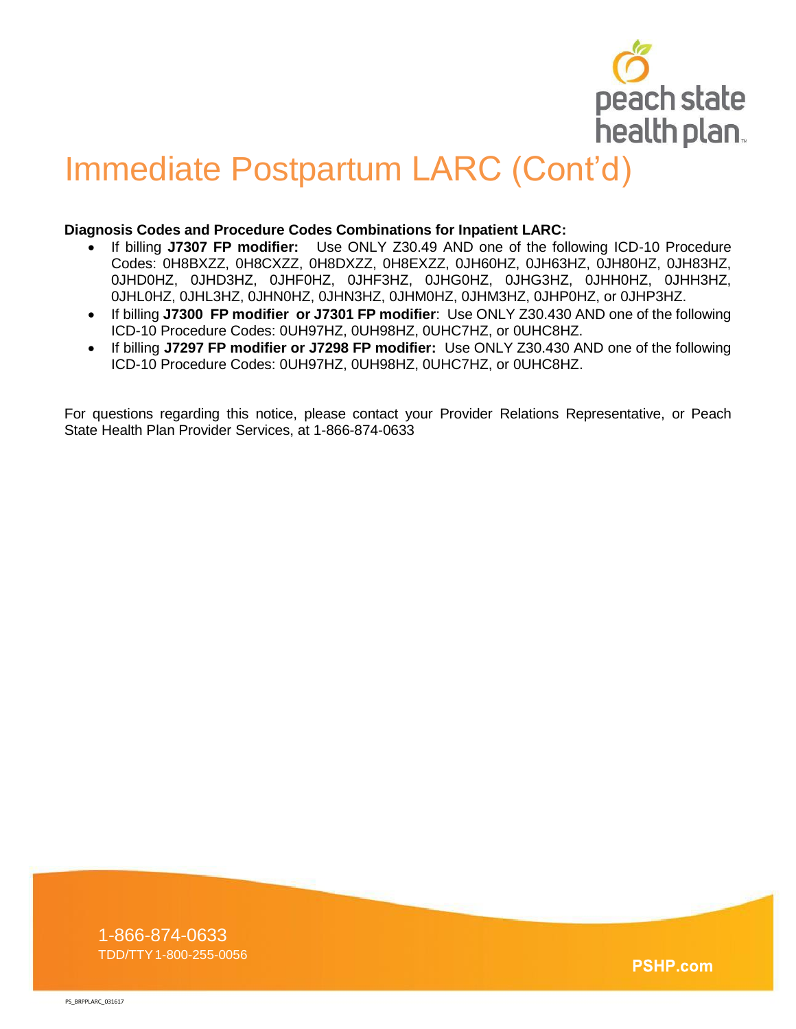# Immediate Postpartum LARC (Cont'd)

**Diagnosis Codes and Procedure Codes Combinations for Inpatient LARC:**

- If billing **J7307 FP modifier:** Use ONLY Z30.49 AND one of the following ICD-10 Procedure Codes: 0H8BXZZ, 0H8CXZZ, 0H8DXZZ, 0H8EXZZ, 0JH60HZ, 0JH63HZ, 0JH80HZ, 0JH83HZ, 0JHD0HZ, 0JHD3HZ, 0JHF0HZ, 0JHF3HZ, 0JHG0HZ, 0JHG3HZ, 0JHH0HZ, 0JHH3HZ, 0JHL0HZ, 0JHL3HZ, 0JHN0HZ, 0JHN3HZ, 0JHM0HZ, 0JHM3HZ, 0JHP0HZ, or 0JHP3HZ.
- If billing **J7300 FP modifier or J7301 FP modifier**: Use ONLY Z30.430 AND one of the following ICD-10 Procedure Codes: 0UH97HZ, 0UH98HZ, 0UHC7HZ, or 0UHC8HZ.
- If billing **J7297 FP modifier or J7298 FP modifier:** Use ONLY Z30.430 AND one of the following ICD-10 Procedure Codes: 0UH97HZ, 0UH98HZ, 0UHC7HZ, or 0UHC8HZ.

For questions regarding this notice, please contact your Provider Relations Representative, or Peach State Health Plan Provider Services, at 1-866-874-0633

1-866-874-0633
TDD/TTY 1-800-255-0056

**PSHP.com**

PS_BRPPLARC_031617